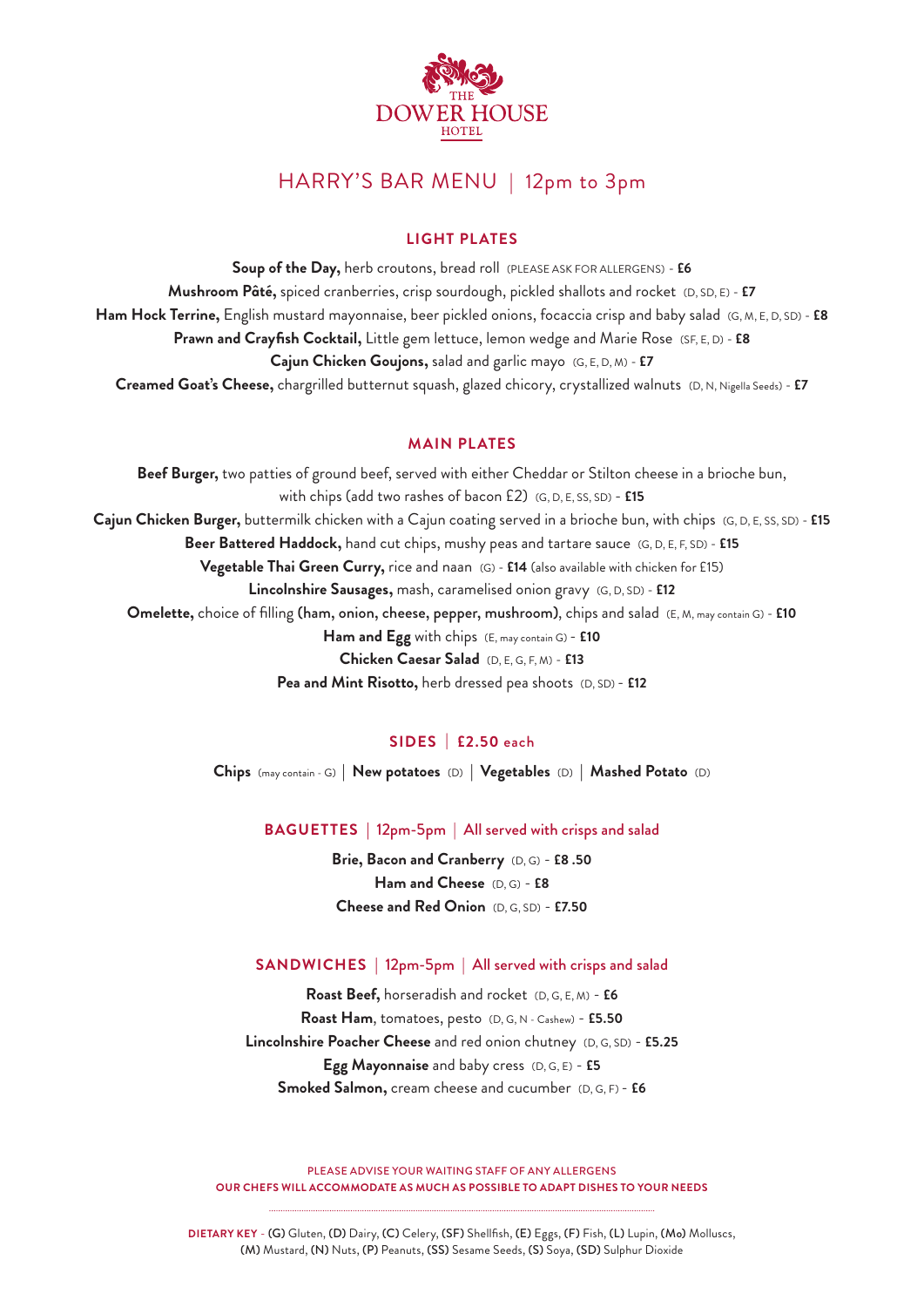# THE DOWER HOUSE HOTEL

## HARRY'S BAR MENU | 12pm to 3pm

### LIGHT PLATES

**Soup of the Day,** herb croutons, bread roll (PLEASE ASK FOR ALLERGENS) - **£6**

**Mushroom Pâté,** spiced cranberries, crisp sourdough, pickled shallots and rocket (D, SD, E) - **£7**

**Ham Hock Terrine,** English mustard mayonnaise, beer pickled onions, focaccia crisp and baby salad (G, M, E, D, SD) - **£8**

**Prawn and Crayfish Cocktail,** Little gem lettuce, lemon wedge and Marie Rose (SF, E, D) - **£8**

**Cajun Chicken Goujons,** salad and garlic mayo (G, E, D, M) - **£7**

**Creamed Goat's Cheese,** chargrilled butternut squash, glazed chicory, crystallized walnuts (D, N, Nigella Seeds) - **£7**

### MAIN PLATES

**Beef Burger,** two patties of ground beef, served with either Cheddar or Stilton cheese in a brioche bun, with chips (add two rashes of bacon £2) (G, D, E, SS, SD) - **£15**

**Cajun Chicken Burger,** buttermilk chicken with a Cajun coating served in a brioche bun, with chips (G, D, E, SS, SD) - **£15**

**Beer Battered Haddock,** hand cut chips, mushy peas and tartare sauce (G, D, E, F, SD) - **£15**

**Vegetable Thai Green Curry,** rice and naan (G) - **£14** (also available with chicken for £15)

**Lincolnshire Sausages,** mash, caramelised onion gravy (G, D, SD) - **£12**

**Omelette,** choice of filling **(ham, onion, cheese, pepper, mushroom)**, chips and salad (E, M, may contain G) - **£10**

**Ham and Egg** with chips (E, may contain G) - **£10**

**Chicken Caesar Salad** (D, E, G, F, M) - **£13**

**Pea and Mint Risotto,** herb dressed pea shoots (D, SD) - **£12**

### SIDES | £2.50 each

**Chips** (may contain - G) | **New potatoes** (D) | **Vegetables** (D) | **Mashed Potato** (D)

### BAGUETTES | 12pm-5pm | All served with crisps and salad

**Brie, Bacon and Cranberry** (D, G) - **£8 .50**

**Ham and Cheese** (D, G) - **£8**

**Cheese and Red Onion** (D, G, SD) - **£7.50**

### SANDWICHES | 12pm-5pm | All served with crisps and salad

**Roast Beef,** horseradish and rocket (D, G, E, M) - **£6**

**Roast Ham**, tomatoes, pesto (D, G, N - Cashew) - **£5.50**

**Lincolnshire Poacher Cheese** and red onion chutney (D, G, SD) - **£5.25**

**Egg Mayonnaise** and baby cress (D, G, E) - **£5**

**Smoked Salmon,** cream cheese and cucumber (D, G, F) - **£6**

PLEASE ADVISE YOUR WAITING STAFF OF ANY ALLERGENS

**OUR CHEFS WILL ACCOMMODATE AS MUCH AS POSSIBLE TO ADAPT DISHES TO YOUR NEEDS**

**DIETARY KEY** - **(G)** Gluten, **(D)** Dairy, **(C)** Celery, **(SF)** Shellfish, **(E)** Eggs, **(F)** Fish, **(L)** Lupin, **(Mo)** Molluscs, **(M)** Mustard, **(N)** Nuts, **(P)** Peanuts, **(SS)** Sesame Seeds, **(S)** Soya, **(SD)** Sulphur Dioxide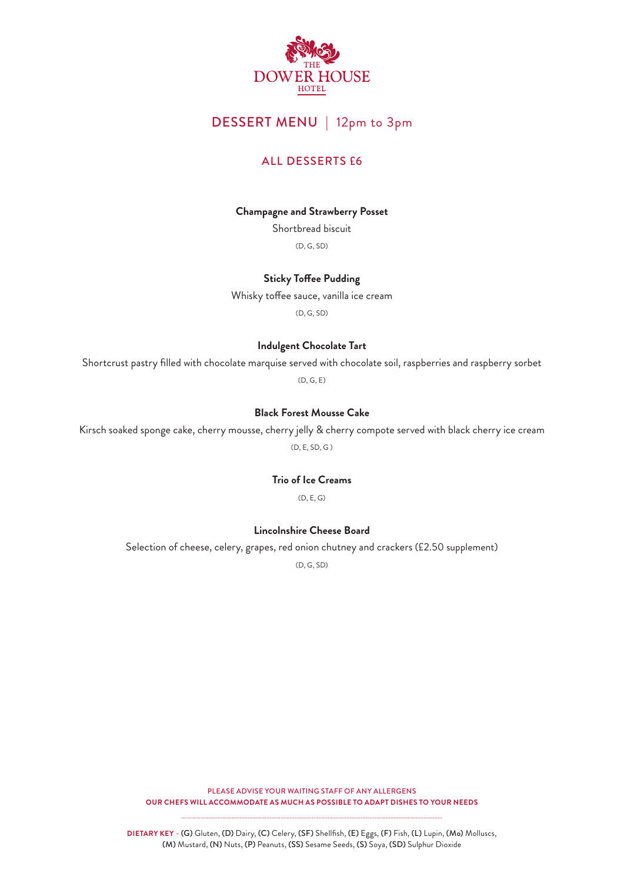THE DOWER HOUSE HOTEL

# DESSERT MENU | 12pm to 3pm

## ALL DESSERTS £6

**Champagne and Strawberry Posset**

Shortbread biscuit

(D, G, SD)

**Sticky Toffee Pudding**

Whisky toffee sauce, vanilla ice cream

(D, G, SD)

**Indulgent Chocolate Tart**

Shortcrust pastry filled with chocolate marquise served with chocolate soil, raspberries and raspberry sorbet

(D, G, E)

**Black Forest Mousse Cake**

Kirsch soaked sponge cake, cherry mousse, cherry jelly & cherry compote served with black cherry ice cream

(D, E, SD, G )

**Trio of Ice Creams**

(D, E, G)

**Lincolnshire Cheese Board**

Selection of cheese, celery, grapes, red onion chutney and crackers (£2.50 supplement)

(D, G, SD)

PLEASE ADVISE YOUR WAITING STAFF OF ANY ALLERGENS

**OUR CHEFS WILL ACCOMMODATE AS MUCH AS POSSIBLE TO ADAPT DISHES TO YOUR NEEDS**

**DIETARY KEY** - **(G)** Gluten, **(D)** Dairy, **(C)** Celery, **(SF)** Shellfish, **(E)** Eggs, **(F)** Fish, **(L)** Lupin, **(Mo)** Molluscs, **(M)** Mustard, **(N)** Nuts, **(P)** Peanuts, **(SS)** Sesame Seeds, **(S)** Soya, **(SD)** Sulphur Dioxide